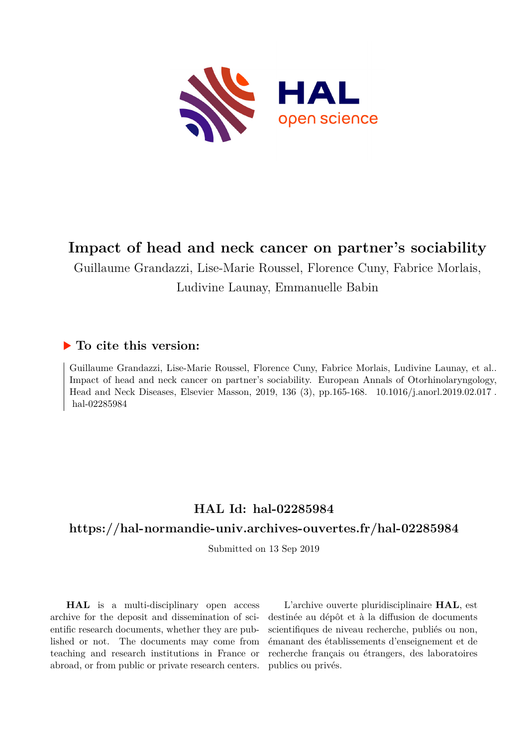# Impact of head and neck cancer on partner's sociability

Guillaume Grandazzi, Lise-Marie Roussel, Florence Cuny, Fabrice Morlais, Ludivine Launay, Emmanuelle Babin

## ▶ To cite this version:

Guillaume Grandazzi, Lise-Marie Roussel, Florence Cuny, Fabrice Morlais, Ludivine Launay, et al.. Impact of head and neck cancer on partner's sociability. European Annals of Otorhinolaryngology, Head and Neck Diseases, Elsevier Masson, 2019, 136 (3), pp.165-168. 10.1016/j.anorl.2019.02.017 . hal-02285984

## HAL Id: hal-02285984

## https://hal-normandie-univ.archives-ouvertes.fr/hal-02285984

Submitted on 13 Sep 2019

**HAL** is a multi-disciplinary open access archive for the deposit and dissemination of scientific research documents, whether they are published or not. The documents may come from teaching and research institutions in France or abroad, or from public or private research centers.

L'archive ouverte pluridisciplinaire **HAL**, est destinée au dépôt et à la diffusion de documents scientifiques de niveau recherche, publiés ou non, émanant des établissements d'enseignement et de recherche français ou étrangers, des laboratoires publics ou privés.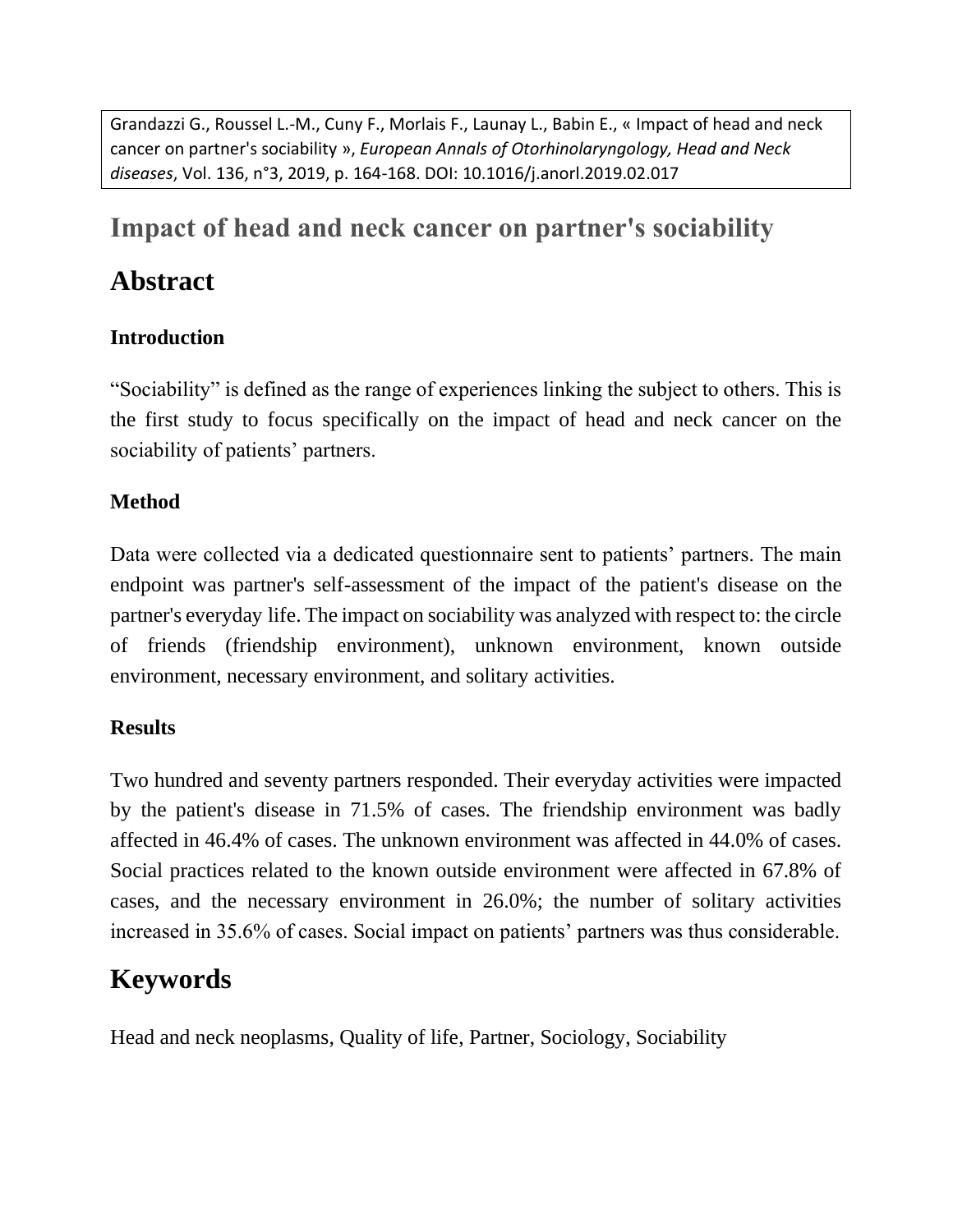Grandazzi G., Roussel L.-M., Cuny F., Morlais F., Launay L., Babin E., « Impact of head and neck cancer on partner's sociability », *European Annals of Otorhinolaryngology, Head and Neck diseases*, Vol. 136, n°3, 2019, p. 164-168. DOI: 10.1016/j.anorl.2019.02.017

# Impact of head and neck cancer on partner's sociability

## Abstract

### Introduction

"Sociability" is defined as the range of experiences linking the subject to others. This is the first study to focus specifically on the impact of head and neck cancer on the sociability of patients' partners.

### Method

Data were collected via a dedicated questionnaire sent to patients' partners. The main endpoint was partner's self-assessment of the impact of the patient's disease on the partner's everyday life. The impact on sociability was analyzed with respect to: the circle of friends (friendship environment), unknown environment, known outside environment, necessary environment, and solitary activities.

### Results

Two hundred and seventy partners responded. Their everyday activities were impacted by the patient's disease in 71.5% of cases. The friendship environment was badly affected in 46.4% of cases. The unknown environment was affected in 44.0% of cases. Social practices related to the known outside environment were affected in 67.8% of cases, and the necessary environment in 26.0%; the number of solitary activities increased in 35.6% of cases. Social impact on patients' partners was thus considerable.

## Keywords

Head and neck neoplasms, Quality of life, Partner, Sociology, Sociability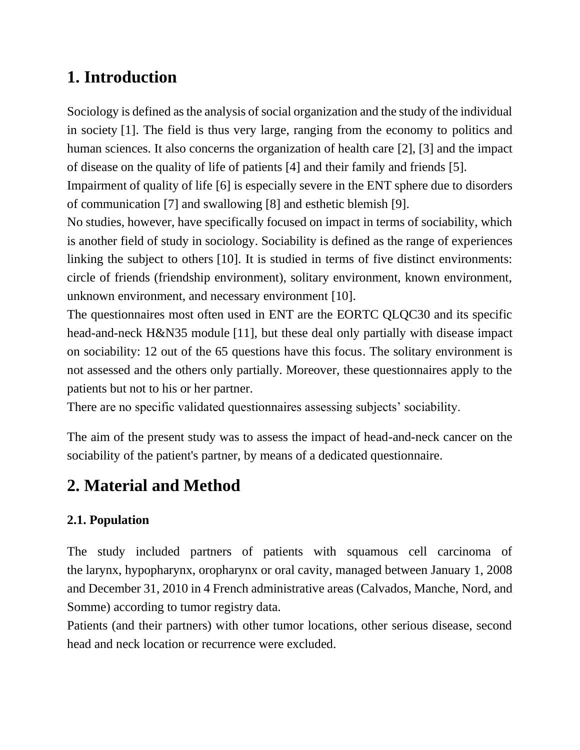# 1. Introduction

Sociology is defined as the analysis of social organization and the study of the individual in society [1]. The field is thus very large, ranging from the economy to politics and human sciences. It also concerns the organization of health care [2], [3] and the impact of disease on the quality of life of patients [4] and their family and friends [5].

Impairment of quality of life [6] is especially severe in the ENT sphere due to disorders of communication [7] and swallowing [8] and esthetic blemish [9].

No studies, however, have specifically focused on impact in terms of sociability, which is another field of study in sociology. Sociability is defined as the range of experiences linking the subject to others [10]. It is studied in terms of five distinct environments: circle of friends (friendship environment), solitary environment, known environment, unknown environment, and necessary environment [10].

The questionnaires most often used in ENT are the EORTC QLQC30 and its specific head-and-neck H&N35 module [11], but these deal only partially with disease impact on sociability: 12 out of the 65 questions have this focus. The solitary environment is not assessed and the others only partially. Moreover, these questionnaires apply to the patients but not to his or her partner.

There are no specific validated questionnaires assessing subjects' sociability.

The aim of the present study was to assess the impact of head-and-neck cancer on the sociability of the patient's partner, by means of a dedicated questionnaire.

# 2. Material and Method

### 2.1. Population

The study included partners of patients with squamous cell carcinoma of the larynx, hypopharynx, oropharynx or oral cavity, managed between January 1, 2008 and December 31, 2010 in 4 French administrative areas (Calvados, Manche, Nord, and Somme) according to tumor registry data.

Patients (and their partners) with other tumor locations, other serious disease, second head and neck location or recurrence were excluded.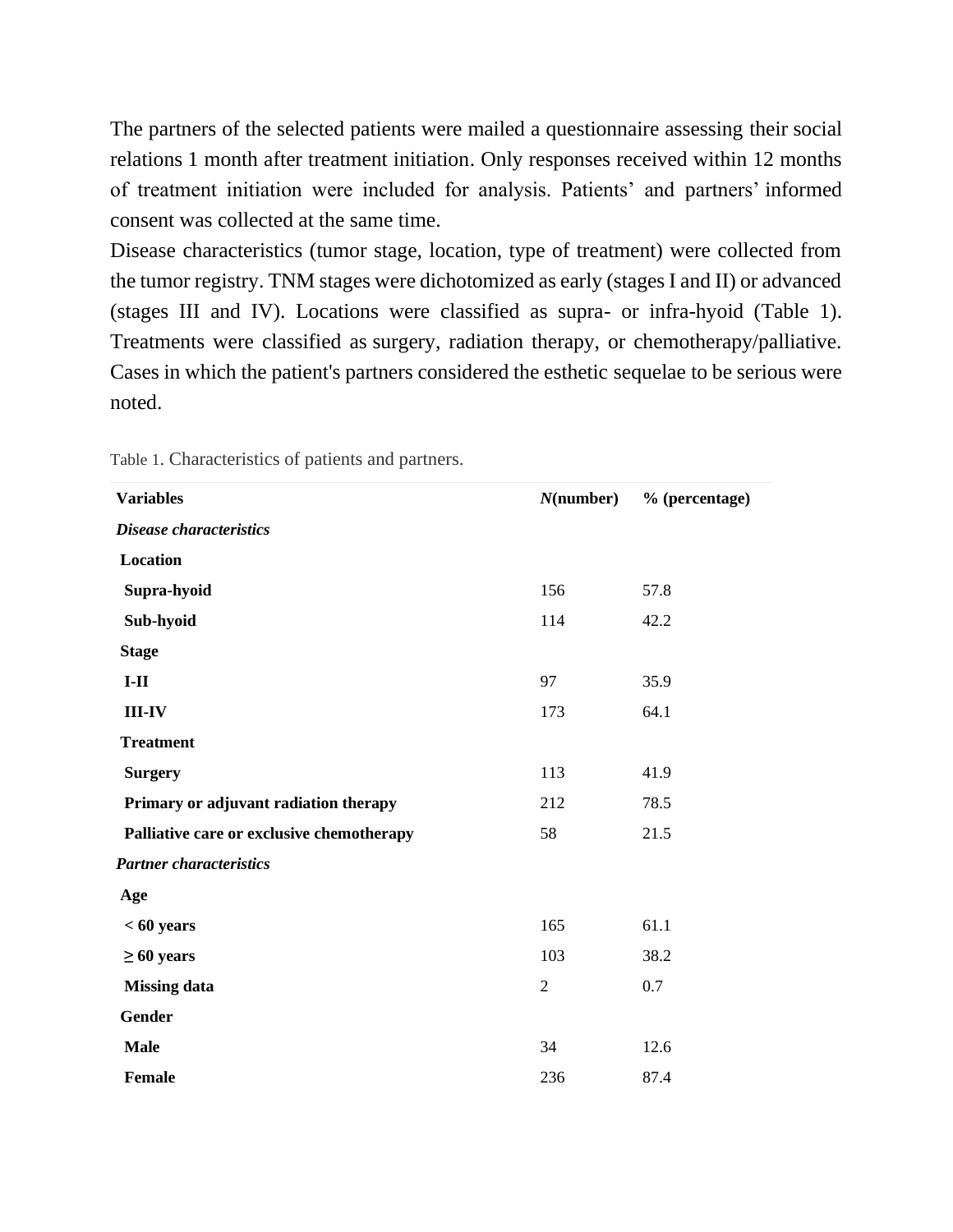The partners of the selected patients were mailed a questionnaire assessing their social relations 1 month after treatment initiation. Only responses received within 12 months of treatment initiation were included for analysis. Patients' and partners' informed consent was collected at the same time.

Disease characteristics (tumor stage, location, type of treatment) were collected from the tumor registry. TNM stages were dichotomized as early (stages I and II) or advanced (stages III and IV). Locations were classified as supra- or infra-hyoid (Table 1). Treatments were classified as surgery, radiation therapy, or chemotherapy/palliative. Cases in which the patient's partners considered the esthetic sequelae to be serious were noted.

Table 1. Characteristics of patients and partners.

| **Variables** | ***N*(number)** | **% (percentage)** |
|---|---|---|
| ***Disease characteristics*** | | |
| **Location** | | |
| **Supra-hyoid** | 156 | 57.8 |
| **Sub-hyoid** | 114 | 42.2 |
| **Stage** | | |
| **I-II** | 97 | 35.9 |
| **III-IV** | 173 | 64.1 |
| **Treatment** | | |
| **Surgery** | 113 | 41.9 |
| **Primary or adjuvant radiation therapy** | 212 | 78.5 |
| **Palliative care or exclusive chemotherapy** | 58 | 21.5 |
| ***Partner characteristics*** | | |
| **Age** | | |
| **< 60 years** | 165 | 61.1 |
| **≥ 60 years** | 103 | 38.2 |
| **Missing data** | 2 | 0.7 |
| **Gender** | | |
| **Male** | 34 | 12.6 |
| **Female** | 236 | 87.4 |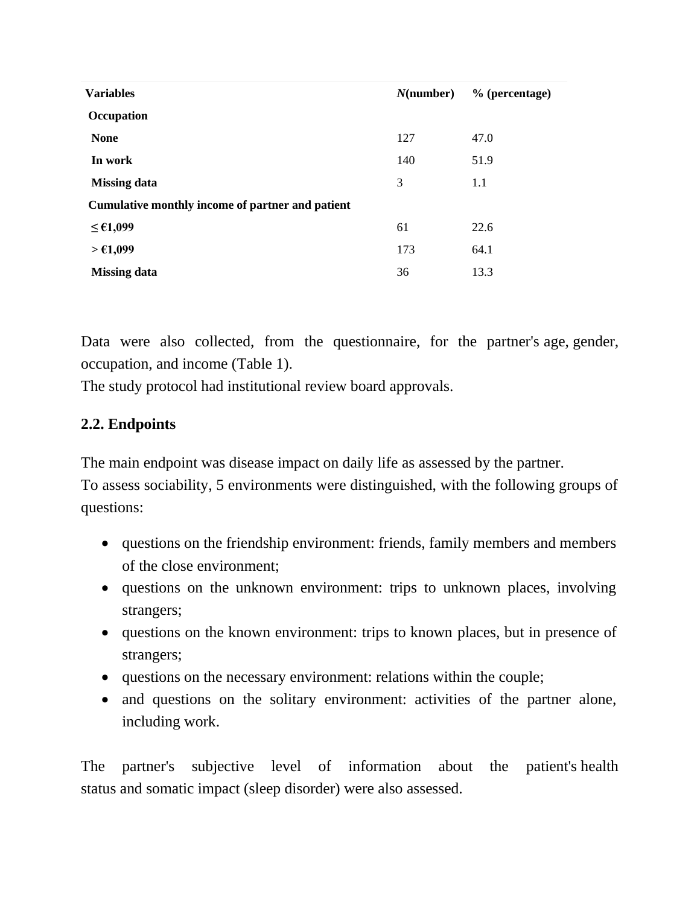| Variables | *N*(number) | % (percentage) |
| --- | --- | --- |
| **Occupation** | | |
| **None** | 127 | 47.0 |
| **In work** | 140 | 51.9 |
| **Missing data** | 3 | 1.1 |
| **Cumulative monthly income of partner and patient** | | |
| **≤ €1,099** | 61 | 22.6 |
| **> €1,099** | 173 | 64.1 |
| **Missing data** | 36 | 13.3 |

Data were also collected, from the questionnaire, for the partner's age, gender, occupation, and income (Table 1).
The study protocol had institutional review board approvals.

## 2.2. Endpoints

The main endpoint was disease impact on daily life as assessed by the partner.
To assess sociability, 5 environments were distinguished, with the following groups of questions:

- questions on the friendship environment: friends, family members and members of the close environment;
- questions on the unknown environment: trips to unknown places, involving strangers;
- questions on the known environment: trips to known places, but in presence of strangers;
- questions on the necessary environment: relations within the couple;
- and questions on the solitary environment: activities of the partner alone, including work.

The partner's subjective level of information about the patient's health status and somatic impact (sleep disorder) were also assessed.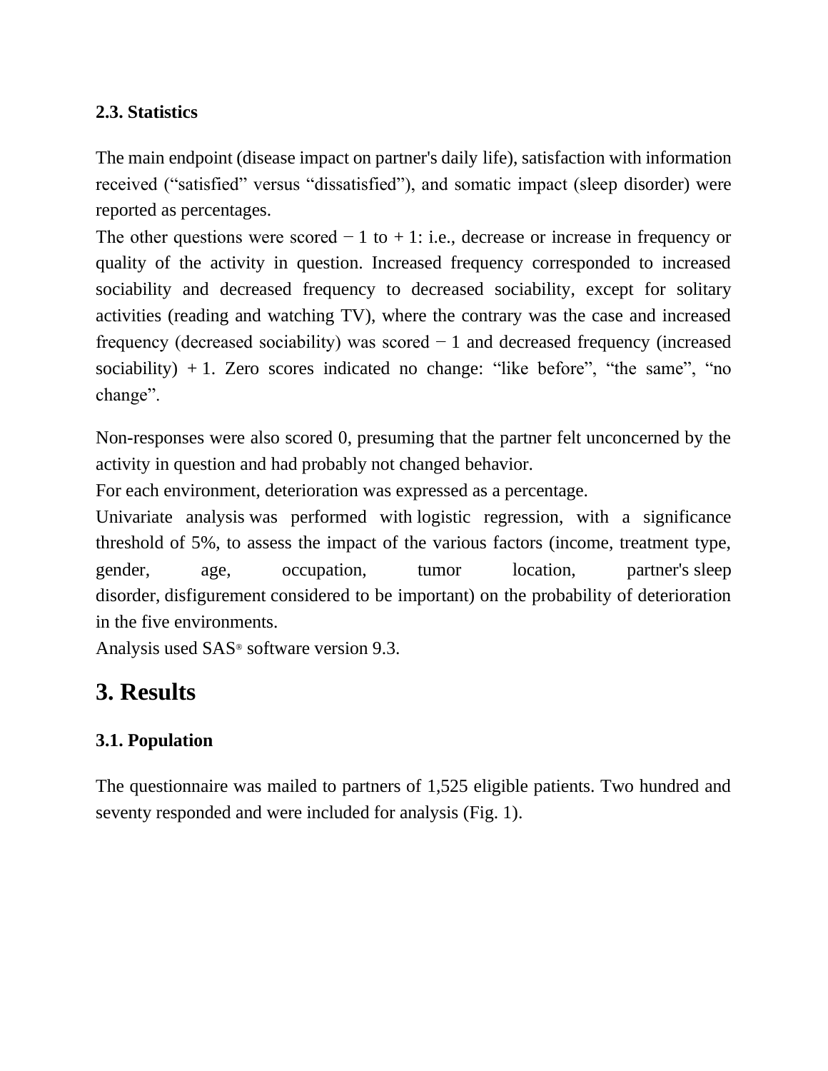### 2.3. Statistics

The main endpoint (disease impact on partner's daily life), satisfaction with information received (“satisfied” versus “dissatisfied”), and somatic impact (sleep disorder) were reported as percentages.

The other questions were scored − 1 to + 1: i.e., decrease or increase in frequency or quality of the activity in question. Increased frequency corresponded to increased sociability and decreased frequency to decreased sociability, except for solitary activities (reading and watching TV), where the contrary was the case and increased frequency (decreased sociability) was scored − 1 and decreased frequency (increased sociability) + 1. Zero scores indicated no change: “like before”, “the same”, “no change”.

Non-responses were also scored 0, presuming that the partner felt unconcerned by the activity in question and had probably not changed behavior.

For each environment, deterioration was expressed as a percentage.

Univariate analysis was performed with logistic regression, with a significance threshold of 5%, to assess the impact of the various factors (income, treatment type, gender, age, occupation, tumor location, partner's sleep disorder, disfigurement considered to be important) on the probability of deterioration in the five environments.

Analysis used SAS® software version 9.3.

## 3. Results

### 3.1. Population

The questionnaire was mailed to partners of 1,525 eligible patients. Two hundred and seventy responded and were included for analysis (Fig. 1).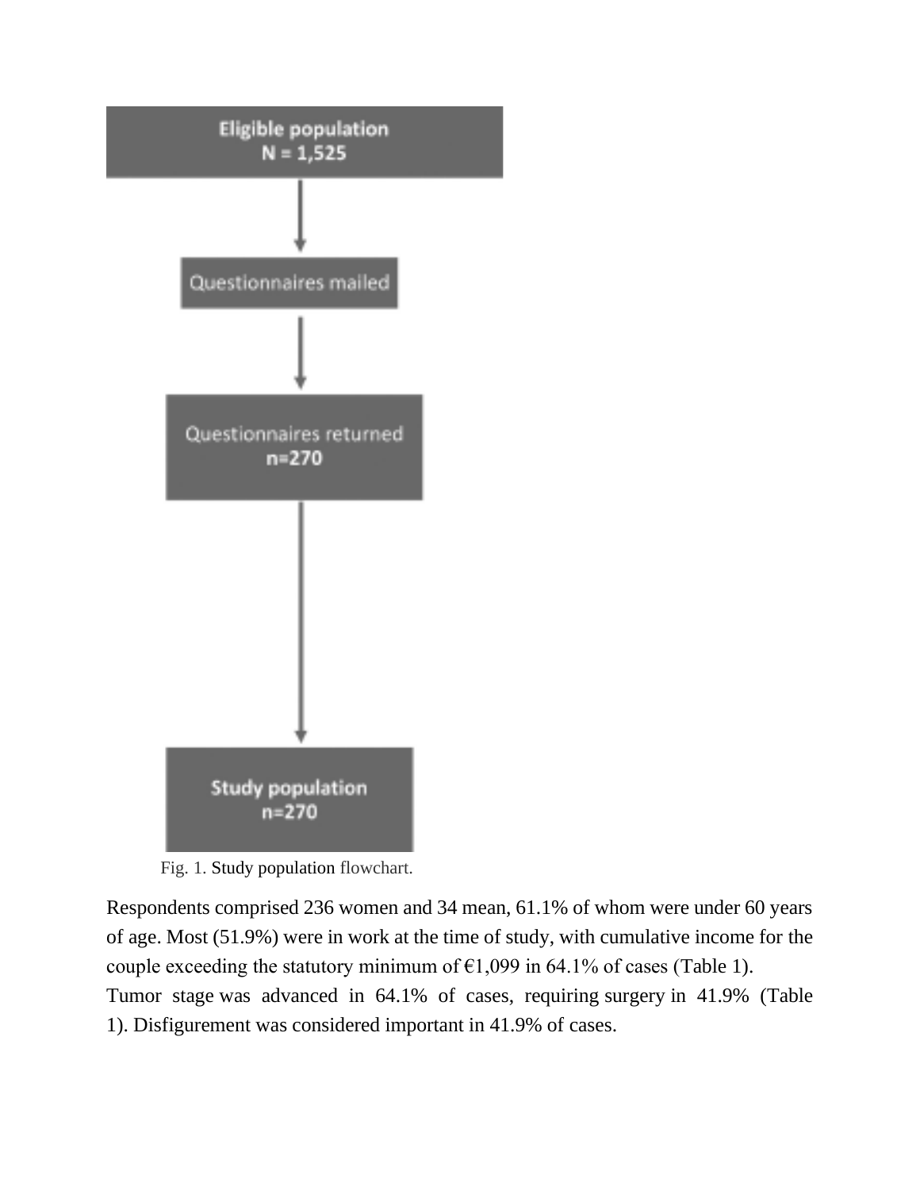Eligible population
N = 1,525

Questionnaires mailed

Questionnaires returned
n=270

Study population
n=270

Fig. 1. Study population flowchart.

Respondents comprised 236 women and 34 mean, 61.1% of whom were under 60 years of age. Most (51.9%) were in work at the time of study, with cumulative income for the couple exceeding the statutory minimum of €1,099 in 64.1% of cases (Table 1).

Tumor stage was advanced in 64.1% of cases, requiring surgery in 41.9% (Table 1). Disfigurement was considered important in 41.9% of cases.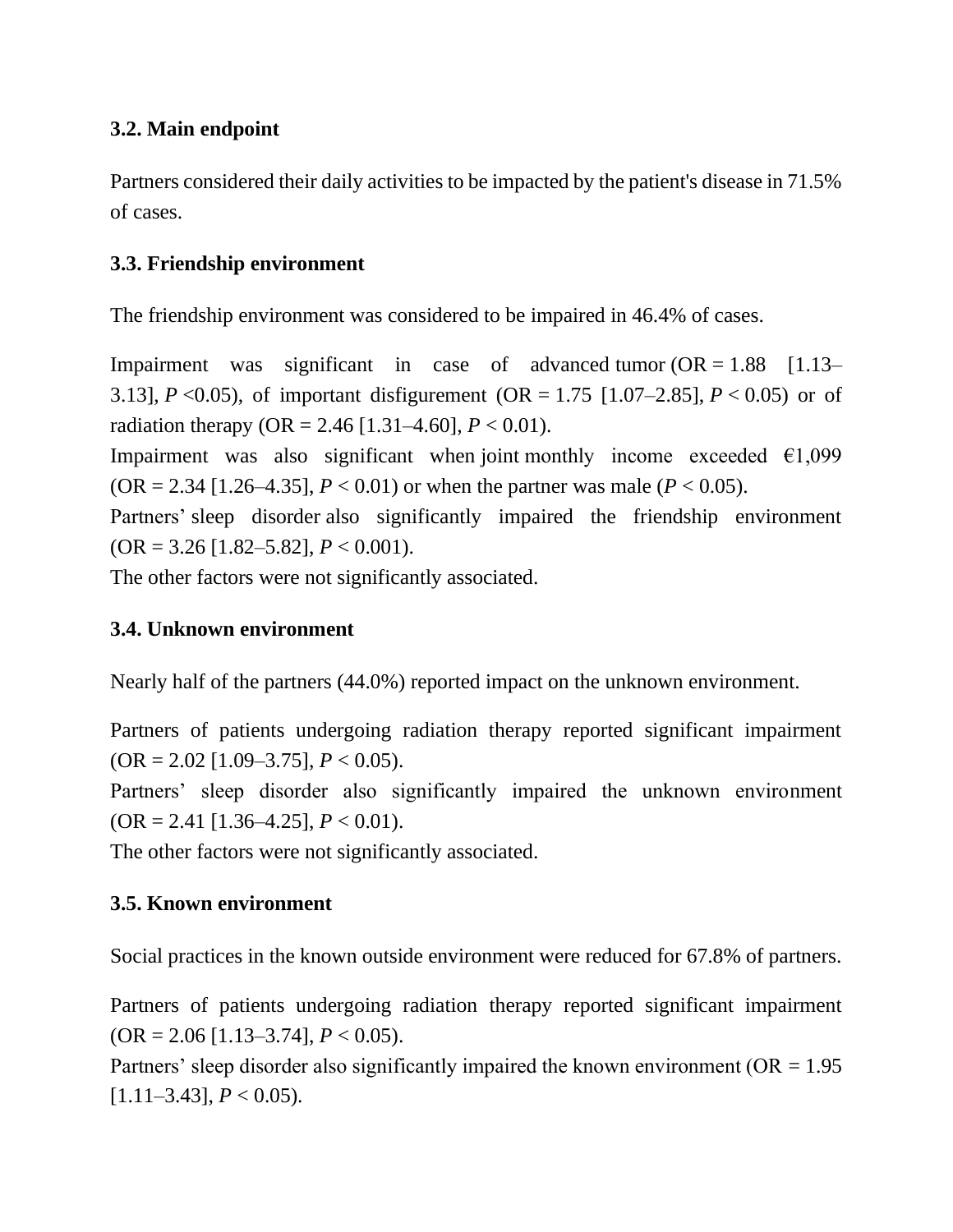### 3.2. Main endpoint

Partners considered their daily activities to be impacted by the patient's disease in 71.5% of cases.

### 3.3. Friendship environment

The friendship environment was considered to be impaired in 46.4% of cases.

Impairment was significant in case of advanced tumor (OR = 1.88 [1.13–3.13], $P$ <0.05), of important disfigurement (OR = 1.75 [1.07–2.85], $P < 0.05$) or of radiation therapy (OR = 2.46 [1.31–4.60], $P < 0.01$).
Impairment was also significant when joint monthly income exceeded €1,099 (OR = 2.34 [1.26–4.35], $P < 0.01$) or when the partner was male ($P < 0.05$).
Partners' sleep disorder also significantly impaired the friendship environment (OR = 3.26 [1.82–5.82], $P < 0.001$).
The other factors were not significantly associated.

### 3.4. Unknown environment

Nearly half of the partners (44.0%) reported impact on the unknown environment.

Partners of patients undergoing radiation therapy reported significant impairment (OR = 2.02 [1.09–3.75], $P < 0.05$).
Partners' sleep disorder also significantly impaired the unknown environment (OR = 2.41 [1.36–4.25], $P < 0.01$).
The other factors were not significantly associated.

### 3.5. Known environment

Social practices in the known outside environment were reduced for 67.8% of partners.

Partners of patients undergoing radiation therapy reported significant impairment (OR = 2.06 [1.13–3.74], $P < 0.05$).
Partners' sleep disorder also significantly impaired the known environment (OR = 1.95 [1.11–3.43], $P < 0.05$).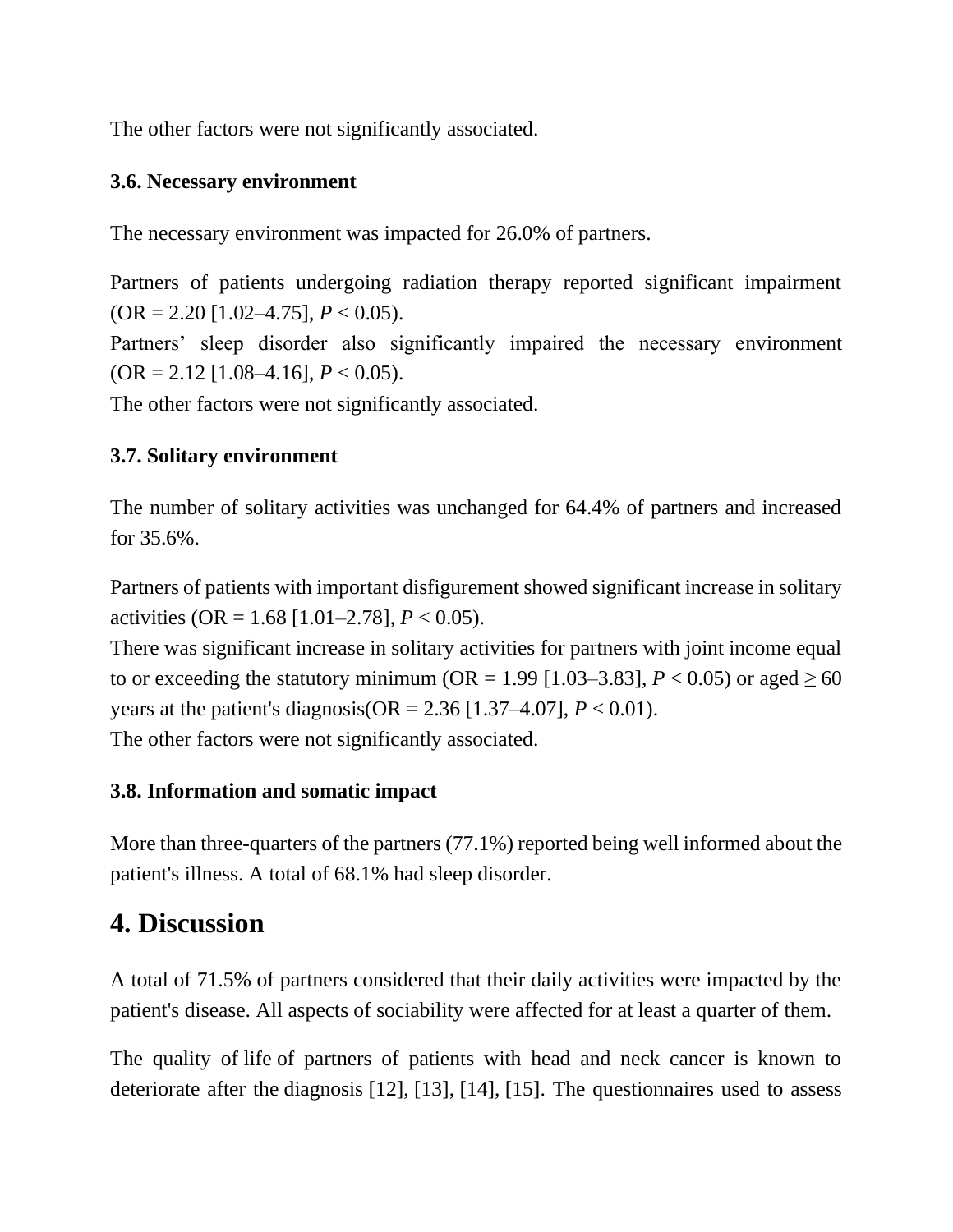The other factors were not significantly associated.

### 3.6. Necessary environment

The necessary environment was impacted for 26.0% of partners.

Partners of patients undergoing radiation therapy reported significant impairment (OR = 2.20 [1.02–4.75], $P < 0.05$).
Partners' sleep disorder also significantly impaired the necessary environment (OR = 2.12 [1.08–4.16], $P < 0.05$).
The other factors were not significantly associated.

### 3.7. Solitary environment

The number of solitary activities was unchanged for 64.4% of partners and increased for 35.6%.

Partners of patients with important disfigurement showed significant increase in solitary activities (OR = 1.68 [1.01–2.78], $P < 0.05$).
There was significant increase in solitary activities for partners with joint income equal to or exceeding the statutory minimum (OR = 1.99 [1.03–3.83], $P < 0.05$) or aged ≥ 60 years at the patient's diagnosis(OR = 2.36 [1.37–4.07], $P < 0.01$).
The other factors were not significantly associated.

### 3.8. Information and somatic impact

More than three-quarters of the partners (77.1%) reported being well informed about the patient's illness. A total of 68.1% had sleep disorder.

## 4. Discussion

A total of 71.5% of partners considered that their daily activities were impacted by the patient's disease. All aspects of sociability were affected for at least a quarter of them.

The quality of life of partners of patients with head and neck cancer is known to deteriorate after the diagnosis [12], [13], [14], [15]. The questionnaires used to assess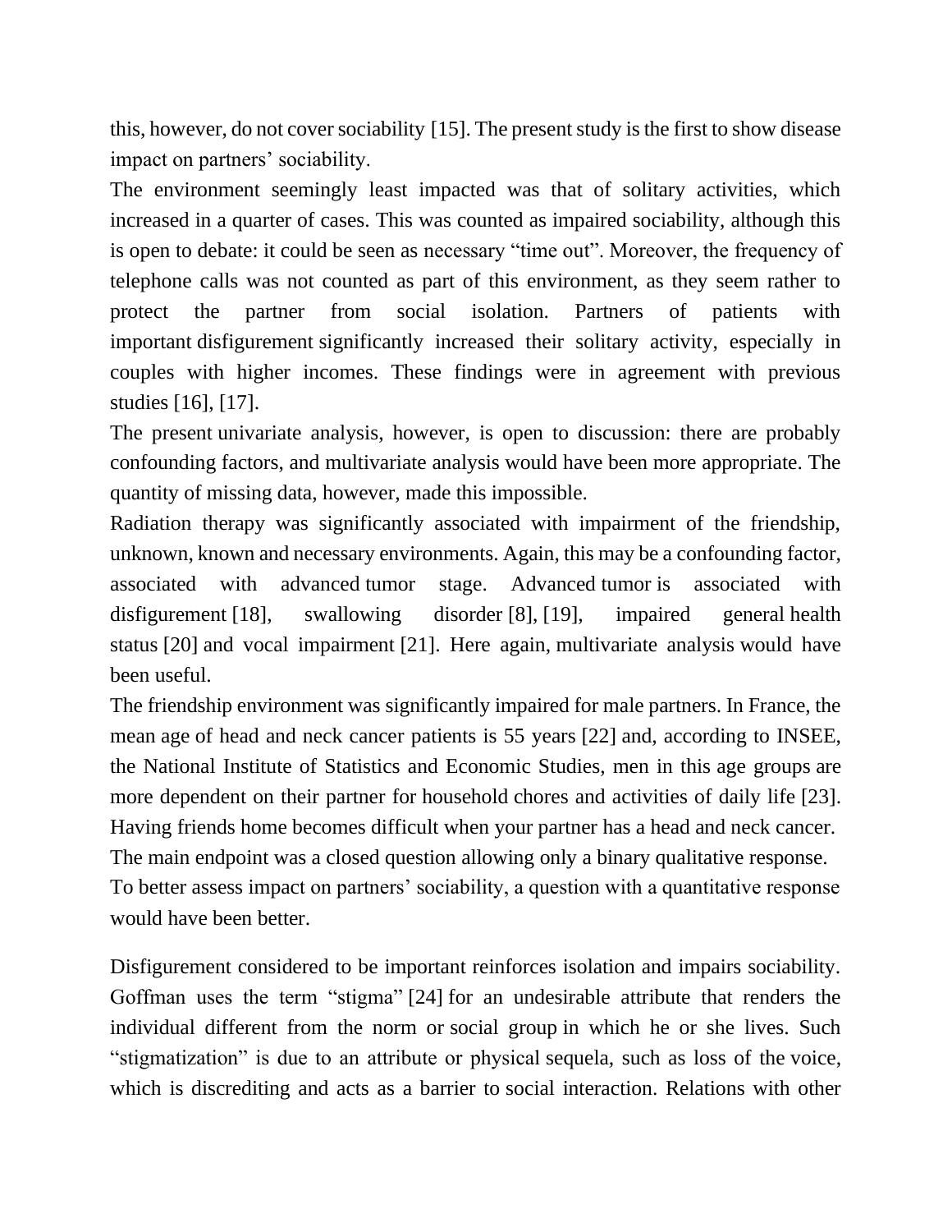this, however, do not cover sociability [15]. The present study is the first to show disease impact on partners' sociability.

The environment seemingly least impacted was that of solitary activities, which increased in a quarter of cases. This was counted as impaired sociability, although this is open to debate: it could be seen as necessary "time out". Moreover, the frequency of telephone calls was not counted as part of this environment, as they seem rather to protect the partner from social isolation. Partners of patients with important disfigurement significantly increased their solitary activity, especially in couples with higher incomes. These findings were in agreement with previous studies [16], [17].

The present univariate analysis, however, is open to discussion: there are probably confounding factors, and multivariate analysis would have been more appropriate. The quantity of missing data, however, made this impossible.

Radiation therapy was significantly associated with impairment of the friendship, unknown, known and necessary environments. Again, this may be a confounding factor, associated with advanced tumor stage. Advanced tumor is associated with disfigurement [18], swallowing disorder [8], [19], impaired general health status [20] and vocal impairment [21]. Here again, multivariate analysis would have been useful.

The friendship environment was significantly impaired for male partners. In France, the mean age of head and neck cancer patients is 55 years [22] and, according to INSEE, the National Institute of Statistics and Economic Studies, men in this age groups are more dependent on their partner for household chores and activities of daily life [23]. Having friends home becomes difficult when your partner has a head and neck cancer.

The main endpoint was a closed question allowing only a binary qualitative response.

To better assess impact on partners' sociability, a question with a quantitative response would have been better.

Disfigurement considered to be important reinforces isolation and impairs sociability. Goffman uses the term "stigma" [24] for an undesirable attribute that renders the individual different from the norm or social group in which he or she lives. Such "stigmatization" is due to an attribute or physical sequela, such as loss of the voice, which is discrediting and acts as a barrier to social interaction. Relations with other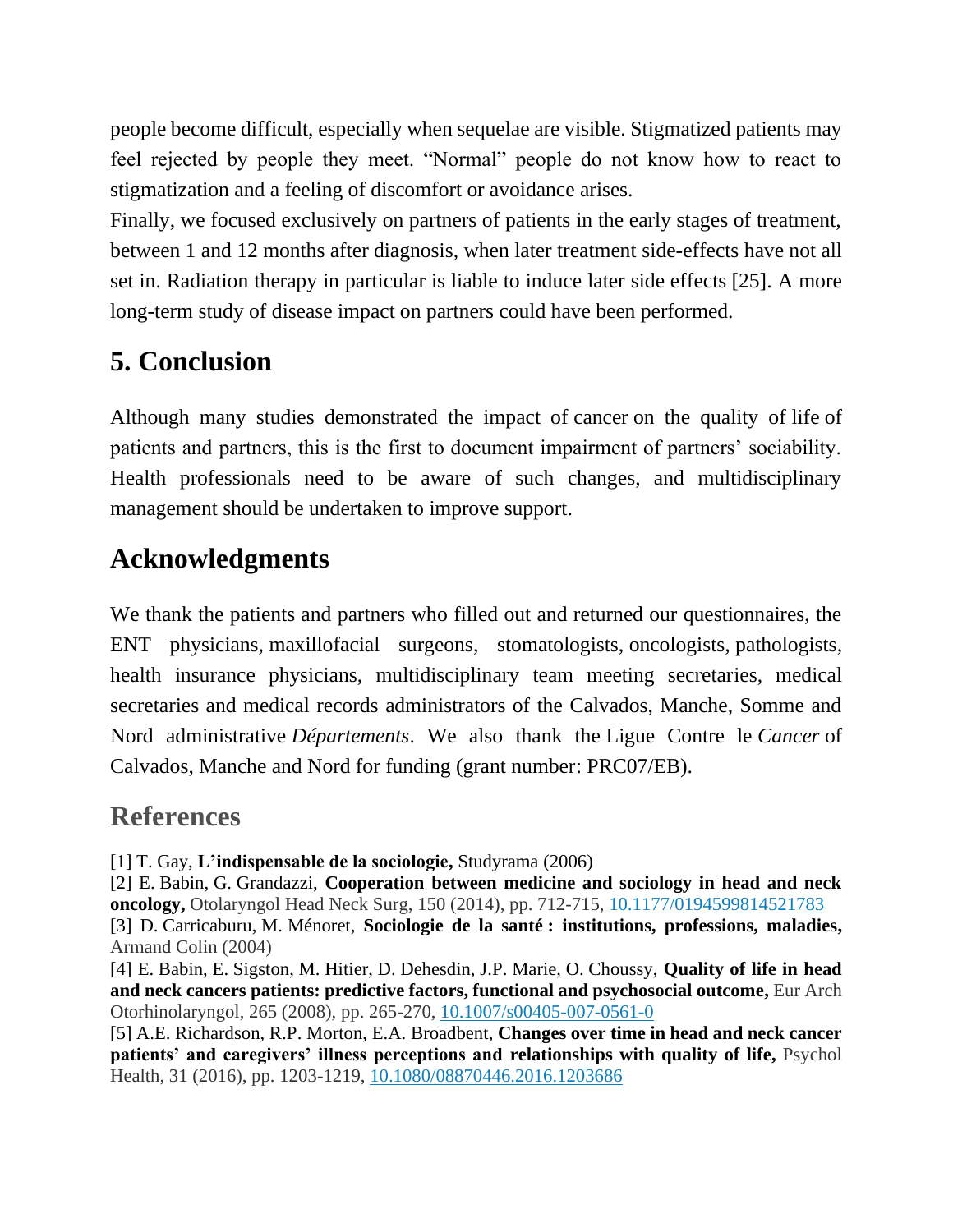people become difficult, especially when sequelae are visible. Stigmatized patients may feel rejected by people they meet. “Normal” people do not know how to react to stigmatization and a feeling of discomfort or avoidance arises.

Finally, we focused exclusively on partners of patients in the early stages of treatment, between 1 and 12 months after diagnosis, when later treatment side-effects have not all set in. Radiation therapy in particular is liable to induce later side effects [25]. A more long-term study of disease impact on partners could have been performed.

## 5. Conclusion

Although many studies demonstrated the impact of cancer on the quality of life of patients and partners, this is the first to document impairment of partners’ sociability. Health professionals need to be aware of such changes, and multidisciplinary management should be undertaken to improve support.

## Acknowledgments

We thank the patients and partners who filled out and returned our questionnaires, the ENT physicians, maxillofacial surgeons, stomatologists, oncologists, pathologists, health insurance physicians, multidisciplinary team meeting secretaries, medical secretaries and medical records administrators of the Calvados, Manche, Somme and Nord administrative *Départements*. We also thank the Ligue Contre le *Cancer* of Calvados, Manche and Nord for funding (grant number: PRC07/EB).

## References

[1] T. Gay, **L’indispensable de la sociologie,** Studyrama (2006)

[2] E. Babin, G. Grandazzi, **Cooperation between medicine and sociology in head and neck oncology,** Otolaryngol Head Neck Surg, 150 (2014), pp. 712-715, 10.1177/0194599814521783

[3] D. Carricaburu, M. Ménoret, **Sociologie de la santé : institutions, professions, maladies,** Armand Colin (2004)

[4] E. Babin, E. Sigston, M. Hitier, D. Dehesdin, J.P. Marie, O. Choussy, **Quality of life in head and neck cancers patients: predictive factors, functional and psychosocial outcome,** Eur Arch Otorhinolaryngol, 265 (2008), pp. 265-270, 10.1007/s00405-007-0561-0

[5] A.E. Richardson, R.P. Morton, E.A. Broadbent, **Changes over time in head and neck cancer patients’ and caregivers’ illness perceptions and relationships with quality of life,** Psychol Health, 31 (2016), pp. 1203-1219, 10.1080/08870446.2016.1203686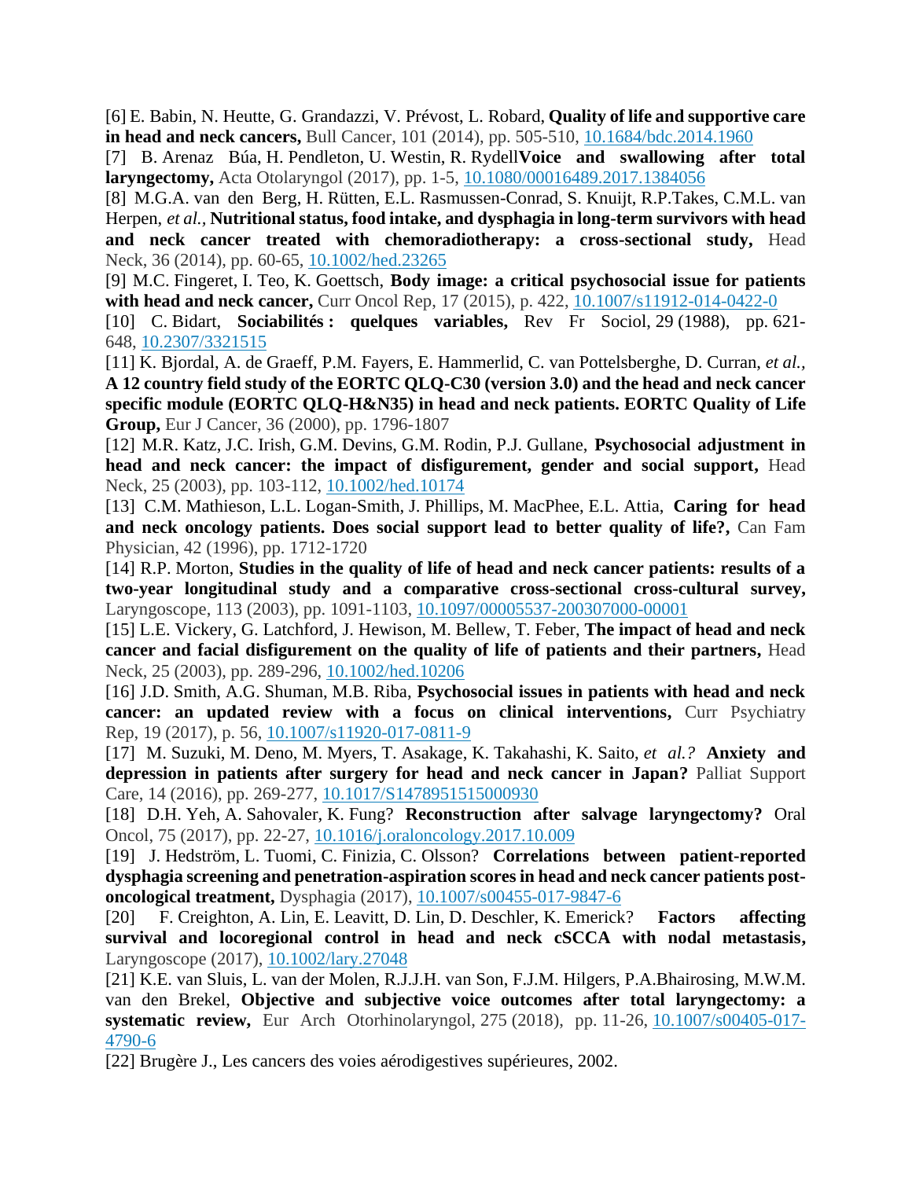[6] E. Babin, N. Heutte, G. Grandazzi, V. Prévost, L. Robard, **Quality of life and supportive care in head and neck cancers,** Bull Cancer, 101 (2014), pp. 505-510, 10.1684/bdc.2014.1960

[7] B. Arenaz Búa, H. Pendleton, U. Westin, R. Rydell**Voice and swallowing after total laryngectomy,** Acta Otolaryngol (2017), pp. 1-5, 10.1080/00016489.2017.1384056

[8] M.G.A. van den Berg, H. Rütten, E.L. Rasmussen-Conrad, S. Knuijt, R.P.Takes, C.M.L. van Herpen, *et al.,* **Nutritional status, food intake, and dysphagia in long-term survivors with head and neck cancer treated with chemoradiotherapy: a cross-sectional study,** Head Neck, 36 (2014), pp. 60-65, 10.1002/hed.23265

[9] M.C. Fingeret, I. Teo, K. Goettsch, **Body image: a critical psychosocial issue for patients with head and neck cancer,** Curr Oncol Rep, 17 (2015), p. 422, 10.1007/s11912-014-0422-0

[10] C. Bidart, **Sociabilités : quelques variables,** Rev Fr Sociol, 29 (1988), pp. 621-648, 10.2307/3321515

[11] K. Bjordal, A. de Graeff, P.M. Fayers, E. Hammerlid, C. van Pottelsberghe, D. Curran, *et al.,* **A 12 country field study of the EORTC QLQ-C30 (version 3.0) and the head and neck cancer specific module (EORTC QLQ-H&N35) in head and neck patients. EORTC Quality of Life Group,** Eur J Cancer, 36 (2000), pp. 1796-1807

[12] M.R. Katz, J.C. Irish, G.M. Devins, G.M. Rodin, P.J. Gullane, **Psychosocial adjustment in head and neck cancer: the impact of disfigurement, gender and social support,** Head Neck, 25 (2003), pp. 103-112, 10.1002/hed.10174

[13] C.M. Mathieson, L.L. Logan-Smith, J. Phillips, M. MacPhee, E.L. Attia, **Caring for head and neck oncology patients. Does social support lead to better quality of life?,** Can Fam Physician, 42 (1996), pp. 1712-1720

[14] R.P. Morton, **Studies in the quality of life of head and neck cancer patients: results of a two-year longitudinal study and a comparative cross-sectional cross-cultural survey,** Laryngoscope, 113 (2003), pp. 1091-1103, 10.1097/00005537-200307000-00001

[15] L.E. Vickery, G. Latchford, J. Hewison, M. Bellew, T. Feber, **The impact of head and neck cancer and facial disfigurement on the quality of life of patients and their partners,** Head Neck, 25 (2003), pp. 289-296, 10.1002/hed.10206

[16] J.D. Smith, A.G. Shuman, M.B. Riba, **Psychosocial issues in patients with head and neck cancer: an updated review with a focus on clinical interventions,** Curr Psychiatry Rep, 19 (2017), p. 56, 10.1007/s11920-017-0811-9

[17] M. Suzuki, M. Deno, M. Myers, T. Asakage, K. Takahashi, K. Saito, *et al.?* **Anxiety and depression in patients after surgery for head and neck cancer in Japan?** Palliat Support Care, 14 (2016), pp. 269-277, 10.1017/S1478951515000930

[18] D.H. Yeh, A. Sahovaler, K. Fung? **Reconstruction after salvage laryngectomy?** Oral Oncol, 75 (2017), pp. 22-27, 10.1016/j.oraloncology.2017.10.009

[19] J. Hedström, L. Tuomi, C. Finizia, C. Olsson? **Correlations between patient-reported dysphagia screening and penetration-aspiration scores in head and neck cancer patients post-oncological treatment,** Dysphagia (2017), 10.1007/s00455-017-9847-6

[20] F. Creighton, A. Lin, E. Leavitt, D. Lin, D. Deschler, K. Emerick? **Factors affecting survival and locoregional control in head and neck cSCCA with nodal metastasis,** Laryngoscope (2017), 10.1002/lary.27048

[21] K.E. van Sluis, L. van der Molen, R.J.J.H. van Son, F.J.M. Hilgers, P.A.Bhairosing, M.W.M. van den Brekel, **Objective and subjective voice outcomes after total laryngectomy: a systematic review,** Eur Arch Otorhinolaryngol, 275 (2018), pp. 11-26, 10.1007/s00405-017-4790-6

[22] Brugère J., Les cancers des voies aérodigestives supérieures, 2002.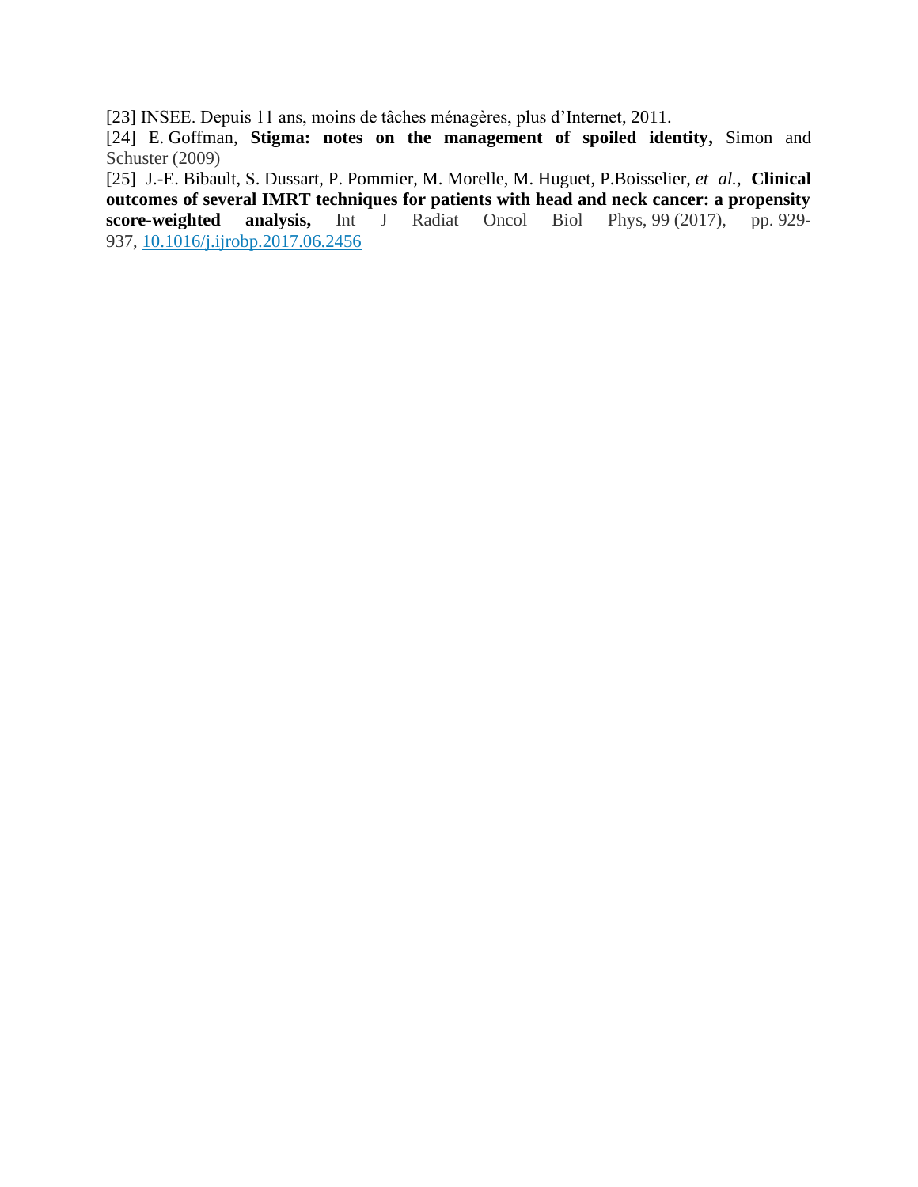[23] INSEE. Depuis 11 ans, moins de tâches ménagères, plus d'Internet, 2011.

[24] E. Goffman, **Stigma: notes on the management of spoiled identity,** Simon and Schuster (2009)

[25] J.-E. Bibault, S. Dussart, P. Pommier, M. Morelle, M. Huguet, P.Boisselier, *et al.,* **Clinical outcomes of several IMRT techniques for patients with head and neck cancer: a propensity score-weighted analysis,** Int J Radiat Oncol Biol Phys, 99 (2017), pp. 929-937, 10.1016/j.ijrobp.2017.06.2456